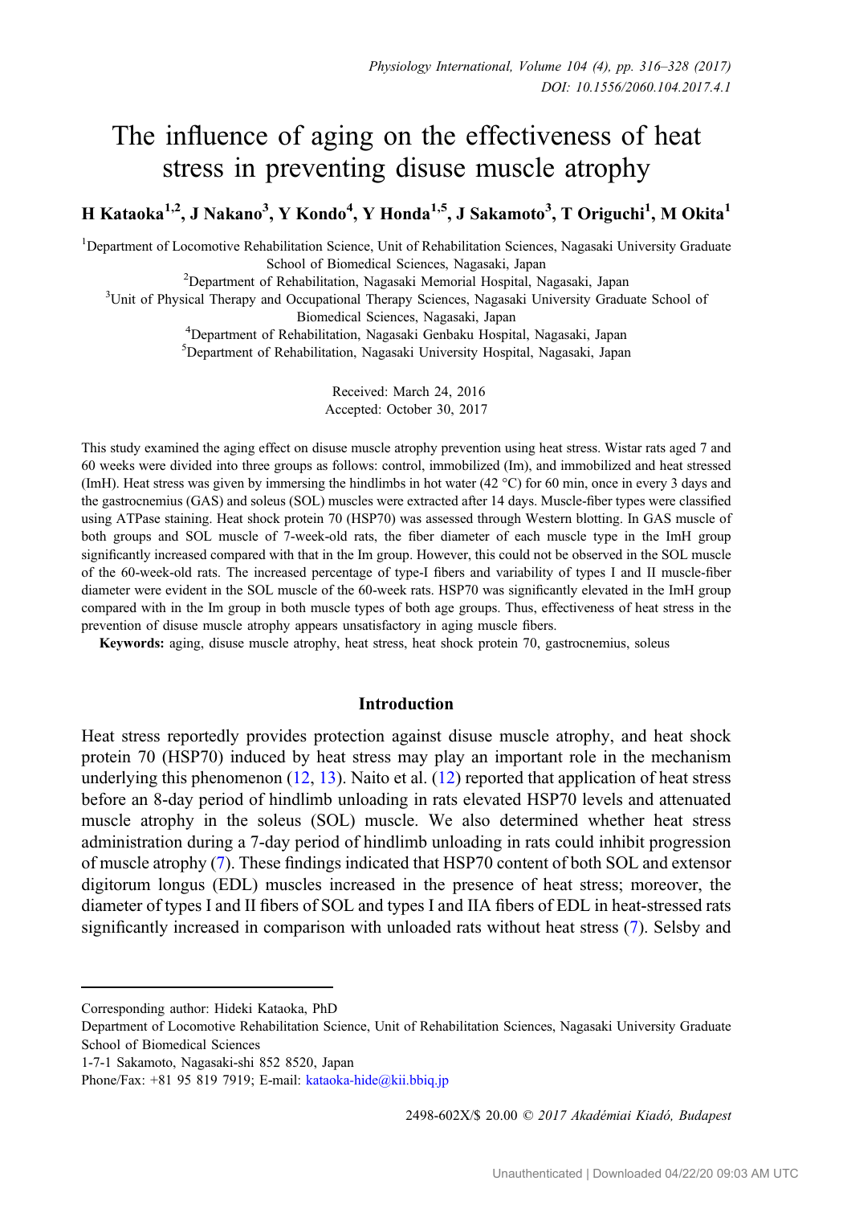# The influence of aging on the effectiveness of heat stress in preventing disuse muscle atrophy

**H Kataoka[1,2], J Nakano[3], Y Kondo[4], Y Honda[1,5], J Sakamoto[3], T Origuchi[1], M Okita[1]**

[1]Department of Locomotive Rehabilitation Science, Unit of Rehabilitation Sciences, Nagasaki University Graduate School of Biomedical Sciences, Nagasaki, Japan

[2]Department of Rehabilitation, Nagasaki Memorial Hospital, Nagasaki, Japan

[3]Unit of Physical Therapy and Occupational Therapy Sciences, Nagasaki University Graduate School of Biomedical Sciences, Nagasaki, Japan

[4]Department of Rehabilitation, Nagasaki Genbaku Hospital, Nagasaki, Japan

[5]Department of Rehabilitation, Nagasaki University Hospital, Nagasaki, Japan

Received: March 24, 2016
Accepted: October 30, 2017

This study examined the aging effect on disuse muscle atrophy prevention using heat stress. Wistar rats aged 7 and 60 weeks were divided into three groups as follows: control, immobilized (Im), and immobilized and heat stressed (ImH). Heat stress was given by immersing the hindlimbs in hot water (42 °C) for 60 min, once in every 3 days and the gastrocnemius (GAS) and soleus (SOL) muscles were extracted after 14 days. Muscle-fiber types were classified using ATPase staining. Heat shock protein 70 (HSP70) was assessed through Western blotting. In GAS muscle of both groups and SOL muscle of 7-week-old rats, the fiber diameter of each muscle type in the ImH group significantly increased compared with that in the Im group. However, this could not be observed in the SOL muscle of the 60-week rats. The increased percentage of type-I fibers and variability of types I and II muscle-fiber diameter were evident in the SOL muscle of the 60-week rats. HSP70 was significantly elevated in the ImH group compared with in the Im group in both muscle types of both age groups. Thus, effectiveness of heat stress in the prevention of disuse muscle atrophy appears unsatisfactory in aging muscle fibers.

**Keywords:** aging, disuse muscle atrophy, heat stress, heat shock protein 70, gastrocnemius, soleus

## Introduction

Heat stress reportedly provides protection against disuse muscle atrophy, and heat shock protein 70 (HSP70) induced by heat stress may play an important role in the mechanism underlying this phenomenon (12, 13). Naito et al. (12) reported that application of heat stress before an 8-day period of hindlimb unloading in rats elevated HSP70 levels and attenuated muscle atrophy in the soleus (SOL) muscle. We also determined whether heat stress administration during a 7-day period of hindlimb unloading in rats could inhibit progression of muscle atrophy (7). These findings indicated that HSP70 content of both SOL and extensor digitorum longus (EDL) muscles increased in the presence of heat stress; moreover, the diameter of types I and II fibers of SOL and types I and IIA fibers of EDL in heat-stressed rats significantly increased in comparison with unloaded rats without heat stress (7). Selsby and

Corresponding author: Hideki Kataoka, PhD
Department of Locomotive Rehabilitation Science, Unit of Rehabilitation Sciences, Nagasaki University Graduate School of Biomedical Sciences
1-7-1 Sakamoto, Nagasaki-shi 852 8520, Japan
Phone/Fax: +81 95 819 7919; E-mail: kataoka-hide@kii.bbiq.jp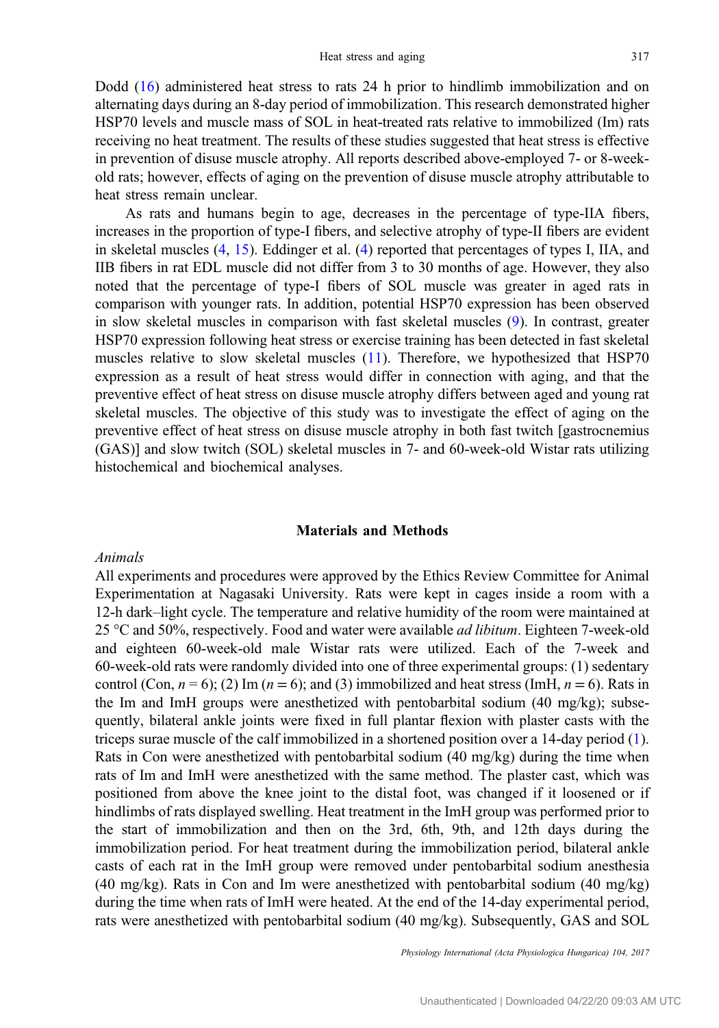Dodd (16) administered heat stress to rats 24 h prior to hindlimb immobilization and on alternating days during an 8-day period of immobilization. This research demonstrated higher HSP70 levels and muscle mass of SOL in heat-treated rats relative to immobilized (Im) rats receiving no heat treatment. The results of these studies suggested that heat stress is effective in prevention of disuse muscle atrophy. All reports described above-employed 7- or 8-week-old rats; however, effects of aging on the prevention of disuse muscle atrophy attributable to heat stress remain unclear.

As rats and humans begin to age, decreases in the percentage of type-IIA fibers, increases in the proportion of type-I fibers, and selective atrophy of type-II fibers are evident in skeletal muscles (4, 15). Eddinger et al. (4) reported that percentages of types I, IIA, and IIB fibers in rat EDL muscle did not differ from 3 to 30 months of age. However, they also noted that the percentage of type-I fibers of SOL muscle was greater in aged rats in comparison with younger rats. In addition, potential HSP70 expression has been observed in slow skeletal muscles in comparison with fast skeletal muscles (9). In contrast, greater HSP70 expression following heat stress or exercise training has been detected in fast skeletal muscles relative to slow skeletal muscles (11). Therefore, we hypothesized that HSP70 expression as a result of heat stress would differ in connection with aging, and that the preventive effect of heat stress on disuse muscle atrophy differs between aged and young rat skeletal muscles. The objective of this study was to investigate the effect of aging on the preventive effect of heat stress on disuse muscle atrophy in both fast twitch [gastrocnemius (GAS)] and slow twitch (SOL) skeletal muscles in 7- and 60-week-old Wistar rats utilizing histochemical and biochemical analyses.

## Materials and Methods

### *Animals*

All experiments and procedures were approved by the Ethics Review Committee for Animal Experimentation at Nagasaki University. Rats were kept in cages inside a room with a 12-h dark–light cycle. The temperature and relative humidity of the room were maintained at 25 °C and 50%, respectively. Food and water were available *ad libitum*. Eighteen 7-week-old and eighteen 60-week-old male Wistar rats were utilized. Each of the 7-week and 60-week-old rats were randomly divided into one of three experimental groups: (1) sedentary control (Con, $n = 6$); (2) Im ($n = 6$); and (3) immobilized and heat stress (ImH, $n = 6$). Rats in the Im and ImH groups were anesthetized with pentobarbital sodium (40 mg/kg); subsequently, bilateral ankle joints were fixed in full plantar flexion with plaster casts with the triceps surae muscle of the calf immobilized in a shortened position over a 14-day period (1). Rats in Con were anesthetized with pentobarbital sodium (40 mg/kg) during the time when rats of Im and ImH were anesthetized with the same method. The plaster cast, which was positioned from above the knee joint to the distal foot, was changed if it loosened or if hindlimbs of rats displayed swelling. Heat treatment in the ImH group was performed prior to the start of immobilization and then on the 3rd, 6th, 9th, and 12th days during the immobilization period. For heat treatment during the immobilization period, bilateral ankle casts of each rat in the ImH group were removed under pentobarbital sodium anesthesia (40 mg/kg). Rats in Con and Im were anesthetized with pentobarbital sodium (40 mg/kg) during the time when rats of ImH were heated. At the end of the 14-day experimental period, rats were anesthetized with pentobarbital sodium (40 mg/kg). Subsequently, GAS and SOL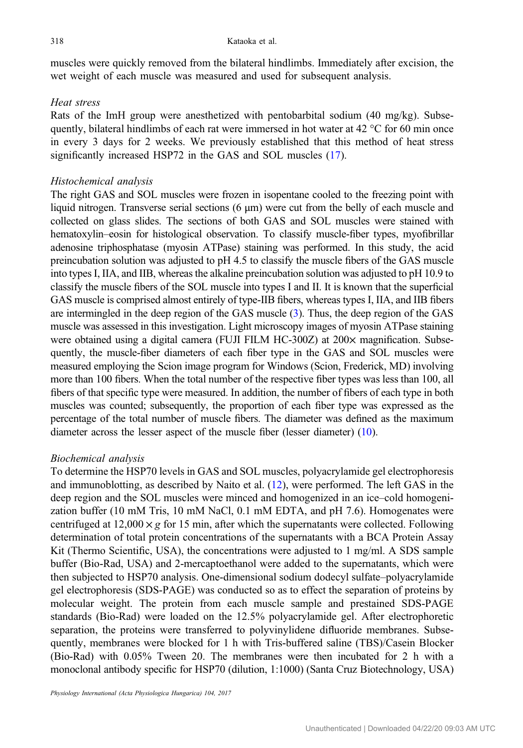muscles were quickly removed from the bilateral hindlimbs. Immediately after excision, the wet weight of each muscle was measured and used for subsequent analysis.

*Heat stress*

Rats of the ImH group were anesthetized with pentobarbital sodium (40 mg/kg). Subsequently, bilateral hindlimbs of each rat were immersed in hot water at 42 °C for 60 min once in every 3 days for 2 weeks. We previously established that this method of heat stress significantly increased HSP72 in the GAS and SOL muscles (17).

*Histochemical analysis*

The right GAS and SOL muscles were frozen in isopentane cooled to the freezing point with liquid nitrogen. Transverse serial sections (6 μm) were cut from the belly of each muscle and collected on glass slides. The sections of both GAS and SOL muscles were stained with hematoxylin–eosin for histological observation. To classify muscle-fiber types, myofibrillar adenosine triphosphatase (myosin ATPase) staining was performed. In this study, the acid preincubation solution was adjusted to pH 4.5 to classify the muscle fibers of the GAS muscle into types I, IIA, and IIB, whereas the alkaline preincubation solution was adjusted to pH 10.9 to classify the muscle fibers of the SOL muscle into types I and II. It is known that the superficial GAS muscle is comprised almost entirely of type-IIB fibers, whereas types I, IIA, and IIB fibers are intermingled in the deep region of the GAS muscle (3). Thus, the deep region of the GAS muscle was assessed in this investigation. Light microscopy images of myosin ATPase staining were obtained using a digital camera (FUJI FILM HC-300Z) at 200× magnification. Subsequently, the muscle-fiber diameters of each fiber type in the GAS and SOL muscles were measured employing the Scion image program for Windows (Scion, Frederick, MD) involving more than 100 fibers. When the total number of the respective fiber types was less than 100, all fibers of that specific type were measured. In addition, the number of fibers of each type in both muscles was counted; subsequently, the proportion of each fiber type was expressed as the percentage of the total number of muscle fibers. The diameter was defined as the maximum diameter across the lesser aspect of the muscle fiber (lesser diameter) (10).

*Biochemical analysis*

To determine the HSP70 levels in GAS and SOL muscles, polyacrylamide gel electrophoresis and immunoblotting, as described by Naito et al. (12), were performed. The left GAS in the deep region and the SOL muscles were minced and homogenized in an ice–cold homogenization buffer (10 mM Tris, 10 mM NaCl, 0.1 mM EDTA, and pH 7.6). Homogenates were centrifuged at $12{,}000 \times g$ for 15 min, after which the supernatants were collected. Following determination of total protein concentrations of the supernatants with a BCA Protein Assay Kit (Thermo Scientific, USA), the concentrations were adjusted to 1 mg/ml. A SDS sample buffer (Bio-Rad, USA) and 2-mercaptoethanol were added to the supernatants, which were then subjected to HSP70 analysis. One-dimensional sodium dodecyl sulfate–polyacrylamide gel electrophoresis (SDS-PAGE) was conducted so as to effect the separation of proteins by molecular weight. The protein from each muscle sample and prestained SDS-PAGE standards (Bio-Rad) were loaded on the 12.5% polyacrylamide gel. After electrophoretic separation, the proteins were transferred to polyvinylidene difluoride membranes. Subsequently, membranes were blocked for 1 h with Tris-buffered saline (TBS)/Casein Blocker (Bio-Rad) with 0.05% Tween 20. The membranes were then incubated for 2 h with a monoclonal antibody specific for HSP70 (dilution, 1:1000) (Santa Cruz Biotechnology, USA)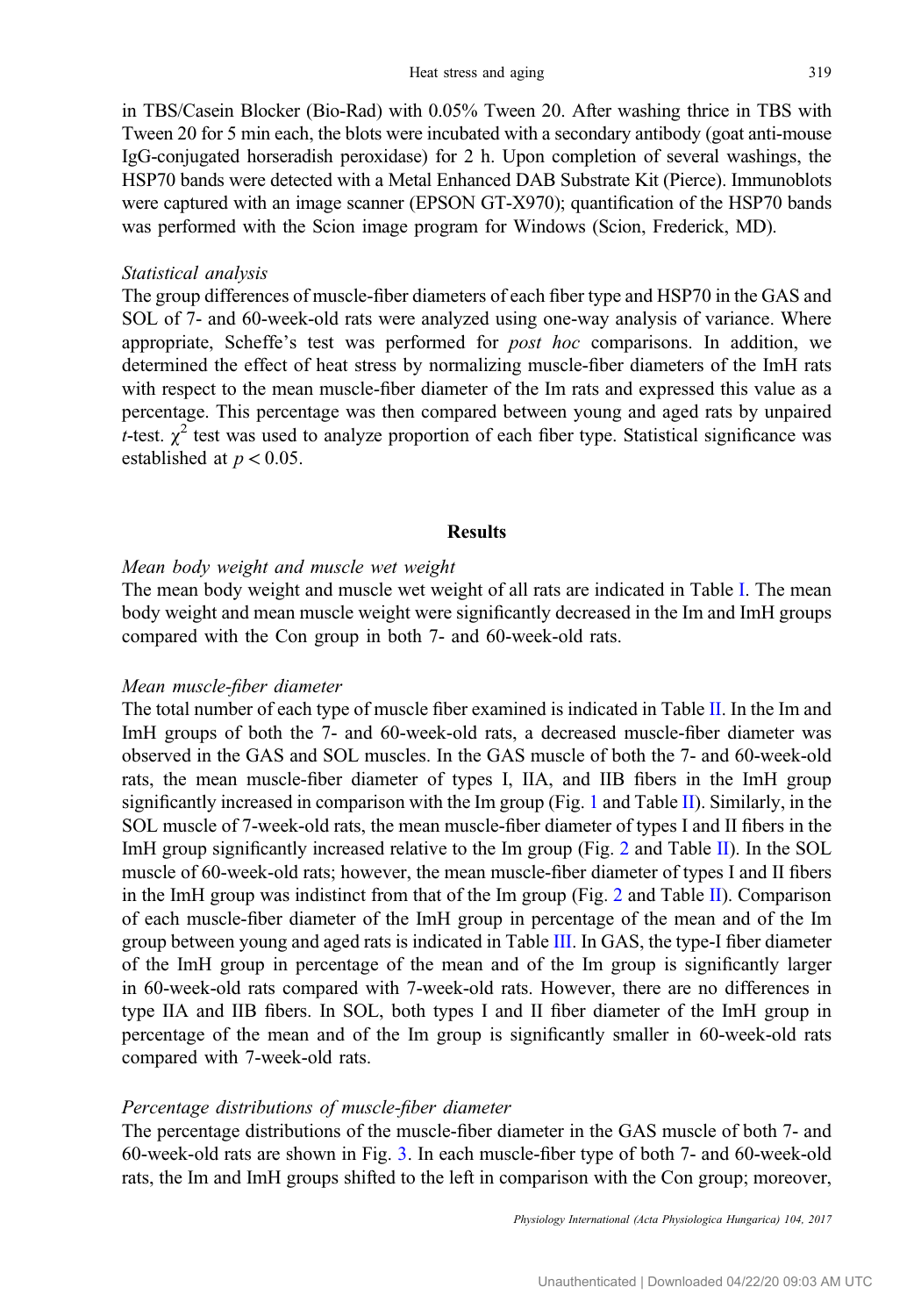in TBS/Casein Blocker (Bio-Rad) with 0.05% Tween 20. After washing thrice in TBS with Tween 20 for 5 min each, the blots were incubated with a secondary antibody (goat anti-mouse IgG-conjugated horseradish peroxidase) for 2 h. Upon completion of several washings, the HSP70 bands were detected with a Metal Enhanced DAB Substrate Kit (Pierce). Immunoblots were captured with an image scanner (EPSON GT-X970); quantification of the HSP70 bands was performed with the Scion image program for Windows (Scion, Frederick, MD).

*Statistical analysis*

The group differences of muscle-fiber diameters of each fiber type and HSP70 in the GAS and SOL of 7- and 60-week-old rats were analyzed using one-way analysis of variance. Where appropriate, Scheffe's test was performed for *post hoc* comparisons. In addition, we determined the effect of heat stress by normalizing muscle-fiber diameters of the ImH rats with respect to the mean muscle-fiber diameter of the Im rats and expressed this value as a percentage. This percentage was then compared between young and aged rats by unpaired $t$-test. $\chi^2$ test was used to analyze proportion of each fiber type. Statistical significance was established at $p < 0.05$.

## Results

*Mean body weight and muscle wet weight*

The mean body weight and muscle wet weight of all rats are indicated in Table I. The mean body weight and mean muscle weight were significantly decreased in the Im and ImH groups compared with the Con group in both 7- and 60-week-old rats.

*Mean muscle-fiber diameter*

The total number of each type of muscle fiber examined is indicated in Table II. In the Im and ImH groups of both the 7- and 60-week-old rats, a decreased muscle-fiber diameter was observed in the GAS and SOL muscles. In the GAS muscle of both the 7- and 60-week-old rats, the mean muscle-fiber diameter of types I, IIA, and IIB fibers in the ImH group significantly increased in comparison with the Im group (Fig. 1 and Table II). Similarly, in the SOL muscle of 7-week-old rats, the mean muscle-fiber diameter of types I and II fibers in the ImH group significantly increased relative to the Im group (Fig. 2 and Table II). In the SOL muscle of 60-week-old rats; however, the mean muscle-fiber diameter of types I and II fibers in the ImH group was indistinct from that of the Im group (Fig. 2 and Table II). Comparison of each muscle-fiber diameter of the ImH group in percentage of the mean and of the Im group between young and aged rats is indicated in Table III. In GAS, the type-I fiber diameter of the ImH group in percentage of the mean and of the Im group is significantly larger in 60-week-old rats compared with 7-week-old rats. However, there are no differences in type IIA and IIB fibers. In SOL, both types I and II fiber diameter of the ImH group in percentage of the mean and of the Im group is significantly smaller in 60-week-old rats compared with 7-week-old rats.

*Percentage distributions of muscle-fiber diameter*

The percentage distributions of the muscle-fiber diameter in the GAS muscle of both 7- and 60-week-old rats are shown in Fig. 3. In each muscle-fiber type of both 7- and 60-week-old rats, the Im and ImH groups shifted to the left in comparison with the Con group; moreover,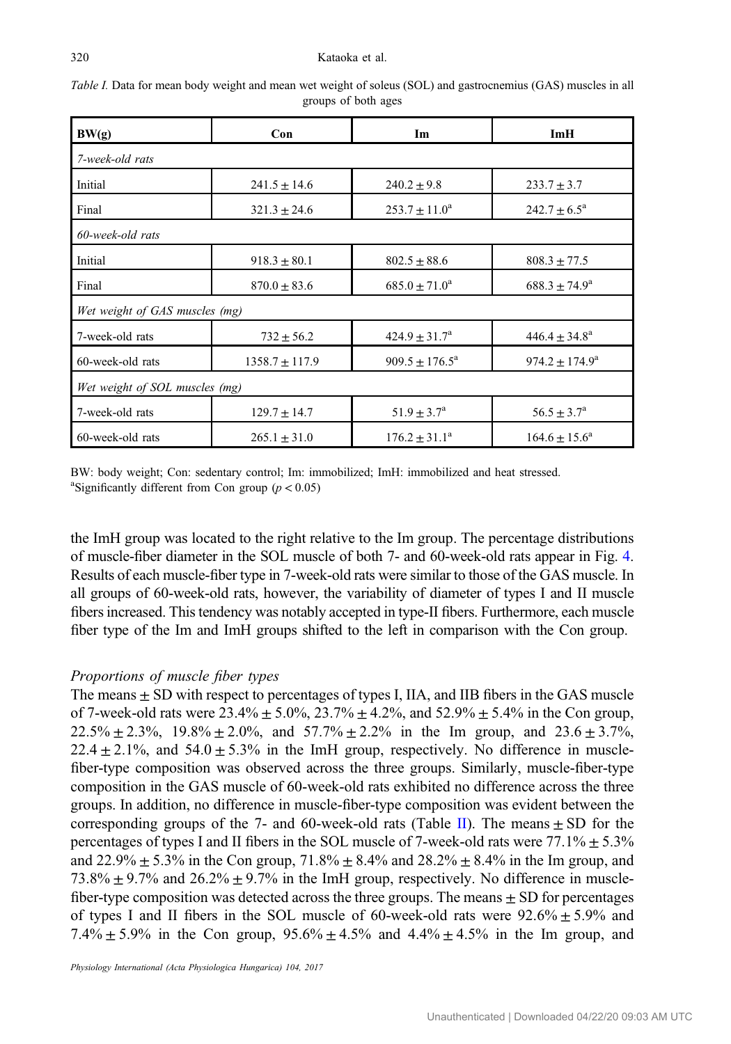*Table I.* Data for mean body weight and mean wet weight of soleus (SOL) and gastrocnemius (GAS) muscles in all groups of both ages

| BW(g) | Con | Im | ImH |
|---|---|---|---|
| *7-week-old rats* | | | |
| Initial | $241.5 \pm 14.6$ | $240.2 \pm 9.8$ | $233.7 \pm 3.7$ |
| Final | $321.3 \pm 24.6$ | $253.7 \pm 11.0^a$ | $242.7 \pm 6.5^a$ |
| *60-week-old rats* | | | |
| Initial | $918.3 \pm 80.1$ | $802.5 \pm 88.6$ | $808.3 \pm 77.5$ |
| Final | $870.0 \pm 83.6$ | $685.0 \pm 71.0^a$ | $688.3 \pm 74.9^a$ |
| *Wet weight of GAS muscles (mg)* | | | |
| 7-week-old rats | $732 \pm 56.2$ | $424.9 \pm 31.7^a$ | $446.4 \pm 34.8^a$ |
| 60-week-old rats | $1358.7 \pm 117.9$ | $909.5 \pm 176.5^a$ | $974.2 \pm 174.9^a$ |
| *Wet weight of SOL muscles (mg)* | | | |
| 7-week-old rats | $129.7 \pm 14.7$ | $51.9 \pm 3.7^a$ | $56.5 \pm 3.7^a$ |
| 60-week-old rats | $265.1 \pm 31.0$ | $176.2 \pm 31.1^a$ | $164.6 \pm 15.6^a$ |

BW: body weight; Con: sedentary control; Im: immobilized; ImH: immobilized and heat stressed.
[a]Significantly different from Con group ($p < 0.05$)

the ImH group was located to the right relative to the Im group. The percentage distributions of muscle-fiber diameter in the SOL muscle of both 7- and 60-week-old rats appear in Fig. 4. Results of each muscle-fiber type in 7-week-old rats were similar to those of the GAS muscle. In all groups of 60-week-old rats, however, the variability of diameter of types I and II muscle fibers increased. This tendency was notably accepted in type-II fibers. Furthermore, each muscle fiber type of the Im and ImH groups shifted to the left in comparison with the Con group.

### *Proportions of muscle fiber types*

The means ± SD with respect to percentages of types I, IIA, and IIB fibers in the GAS muscle of 7-week-old rats were 23.4% ± 5.0%, 23.7% ± 4.2%, and 52.9% ± 5.4% in the Con group, 22.5% ± 2.3%, 19.8% ± 2.0%, and 57.7% ± 2.2% in the Im group, and 23.6 ± 3.7%, 22.4 ± 2.1%, and 54.0 ± 5.3% in the ImH group, respectively. No difference in muscle-fiber-type composition was observed across the three groups. Similarly, muscle-fiber-type composition in the GAS muscle of 60-week-old rats exhibited no difference across the three groups. In addition, no difference in muscle-fiber-type composition was evident between the corresponding groups of the 7- and 60-week-old rats (Table II). The means ± SD for the percentages of types I and II fibers in the SOL muscle of 7-week-old rats were 77.1% ± 5.3% and 22.9% ± 5.3% in the Con group, 71.8% ± 8.4% and 28.2% ± 8.4% in the Im group, and 73.8% ± 9.7% and 26.2% ± 9.7% in the ImH group, respectively. No difference in muscle-fiber-type composition was detected across the three groups. The means ± SD for percentages of types I and II fibers in the SOL muscle of 60-week-old rats were 92.6% ± 5.9% and 7.4% ± 5.9% in the Con group, 95.6% ± 4.5% and 4.4% ± 4.5% in the Im group, and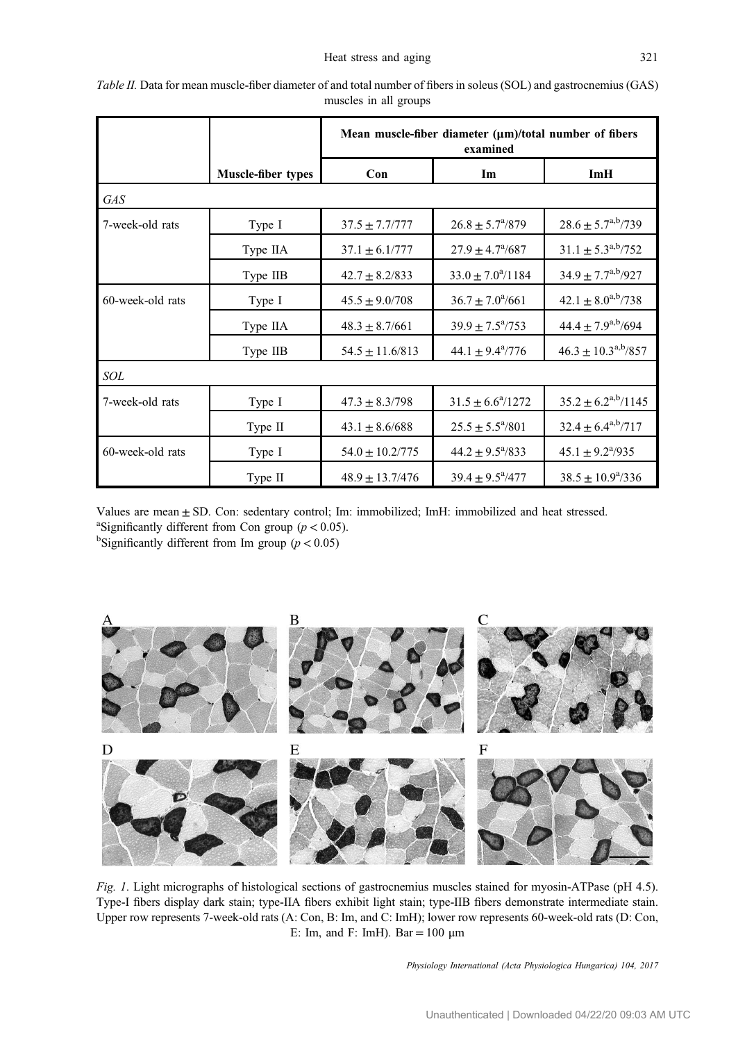*Table II.* Data for mean muscle-fiber diameter of and total number of fibers in soleus (SOL) and gastrocnemius (GAS) muscles in all groups

| | Muscle-fiber types | Mean muscle-fiber diameter (μm)/total number of fibers examined | | |
|---|---|---|---|---|
| | | **Con** | **Im** | **ImH** |
| *GAS* | | | | |
| 7-week-old rats | Type I | 37.5 ± 7.7/777 | 26.8 ± 5.7[a]/879 | 28.6 ± 5.7[a,b]/739 |
| | Type IIA | 37.1 ± 6.1/777 | 27.9 ± 4.7[a]/687 | 31.1 ± 5.3[a,b]/752 |
| | Type IIB | 42.7 ± 8.2/833 | 33.0 ± 7.0[a]/1184 | 34.9 ± 7.7[a,b]/927 |
| 60-week-old rats | Type I | 45.5 ± 9.0/708 | 36.7 ± 7.0[a]/661 | 42.1 ± 8.0[a,b]/738 |
| | Type IIA | 48.3 ± 8.7/661 | 39.9 ± 7.5[a]/753 | 44.4 ± 7.9[a,b]/694 |
| | Type IIB | 54.5 ± 11.6/813 | 44.1 ± 9.4[a]/776 | 46.3 ± 10.3[a,b]/857 |
| *SOL* | | | | |
| 7-week-old rats | Type I | 47.3 ± 8.3/798 | 31.5 ± 6.6[a]/1272 | 35.2 ± 6.2[a,b]/1145 |
| | Type II | 43.1 ± 8.6/688 | 25.5 ± 5.5[a]/801 | 32.4 ± 6.4[a,b]/717 |
| 60-week-old rats | Type I | 54.0 ± 10.2/775 | 44.2 ± 9.5[a]/833 | 45.1 ± 9.2[a]/935 |
| | Type II | 48.9 ± 13.7/476 | 39.4 ± 9.5[a]/477 | 38.5 ± 10.9[a]/336 |

Values are mean ± SD. Con: sedentary control; Im: immobilized; ImH: immobilized and heat stressed.
[a]Significantly different from Con group ($p < 0.05$).
[b]Significantly different from Im group ($p < 0.05$)

*Fig. 1*. Light micrographs of histological sections of gastrocnemius muscles stained for myosin-ATPase (pH 4.5). Type-I fibers display dark stain; type-IIA fibers exhibit light stain; type-IIB fibers demonstrate intermediate stain. Upper row represents 7-week-old rats (A: Con, B: Im, and C: ImH); lower row represents 60-week-old rats (D: Con, E: Im, and F: ImH). Bar = 100 μm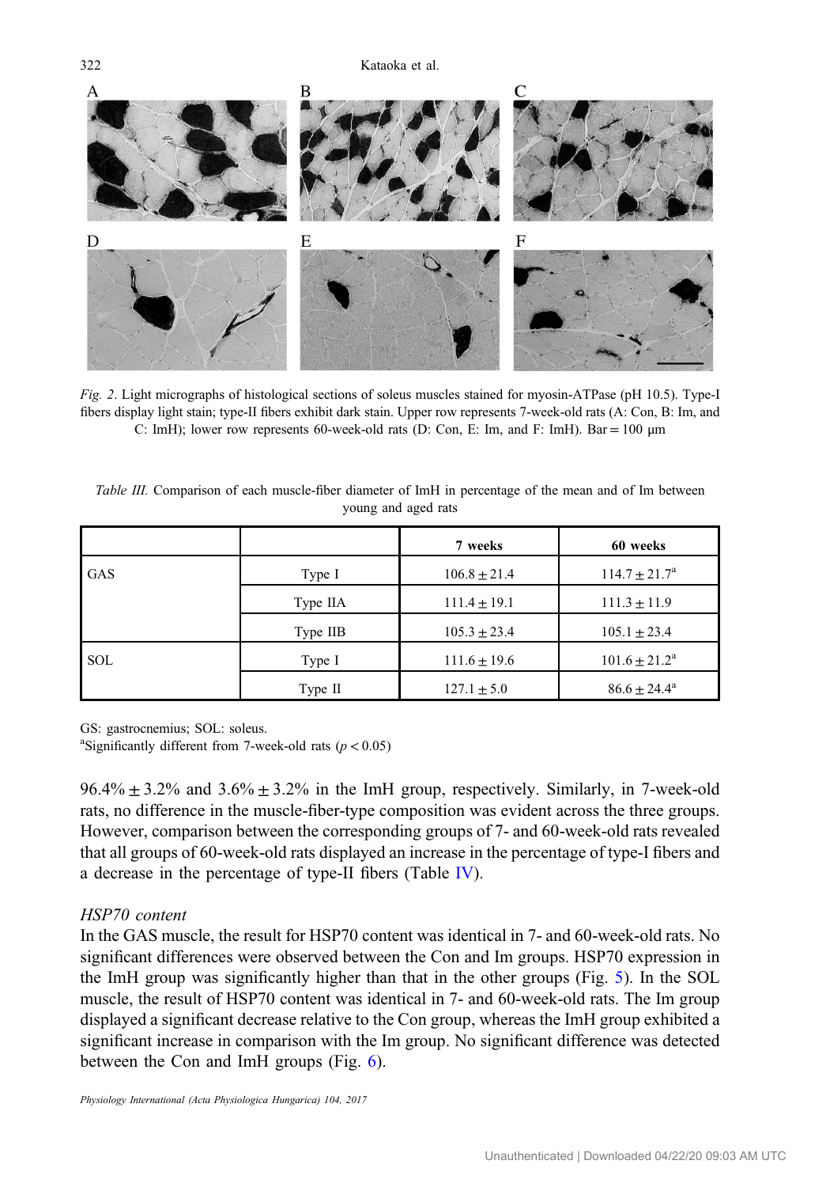*Fig. 2*. Light micrographs of histological sections of soleus muscles stained for myosin-ATPase (pH 10.5). Type-I fibers display light stain; type-II fibers exhibit dark stain. Upper row represents 7-week-old rats (A: Con, B: Im, and C: ImH); lower row represents 60-week-old rats (D: Con, E: Im, and F: ImH). Bar = 100 μm

*Table III.* Comparison of each muscle-fiber diameter of ImH in percentage of the mean and of Im between young and aged rats

| | | 7 weeks | 60 weeks |
|---|---|---|---|
| GAS | Type I | 106.8 ± 21.4 | 114.7 ± 21.7[a] |
| | Type IIA | 111.4 ± 19.1 | 111.3 ± 11.9 |
| | Type IIB | 105.3 ± 23.4 | 105.1 ± 23.4 |
| SOL | Type I | 111.6 ± 19.6 | 101.6 ± 21.2[a] |
| | Type II | 127.1 ± 5.0 | 86.6 ± 24.4[a] |

GS: gastrocnemius; SOL: soleus.
[a]Significantly different from 7-week-old rats ($p < 0.05$)

96.4% ± 3.2% and 3.6% ± 3.2% in the ImH group, respectively. Similarly, in 7-week-old rats, no difference in the muscle-fiber-type composition was evident across the three groups. However, comparison between the corresponding groups of 7- and 60-week-old rats revealed that all groups of 60-week-old rats displayed an increase in the percentage of type-I fibers and a decrease in the percentage of type-II fibers (Table IV).

### *HSP70 content*

In the GAS muscle, the result for HSP70 content was identical in 7- and 60-week-old rats. No significant differences were observed between the Con and Im groups. HSP70 expression in the ImH group was significantly higher than that in the other groups (Fig. 5). In the SOL muscle, the result of HSP70 content was identical in 7- and 60-week-old rats. The Im group displayed a significant decrease relative to the Con group, whereas the ImH group exhibited a significant increase in comparison with the Im group. No significant difference was detected between the Con and ImH groups (Fig. 6).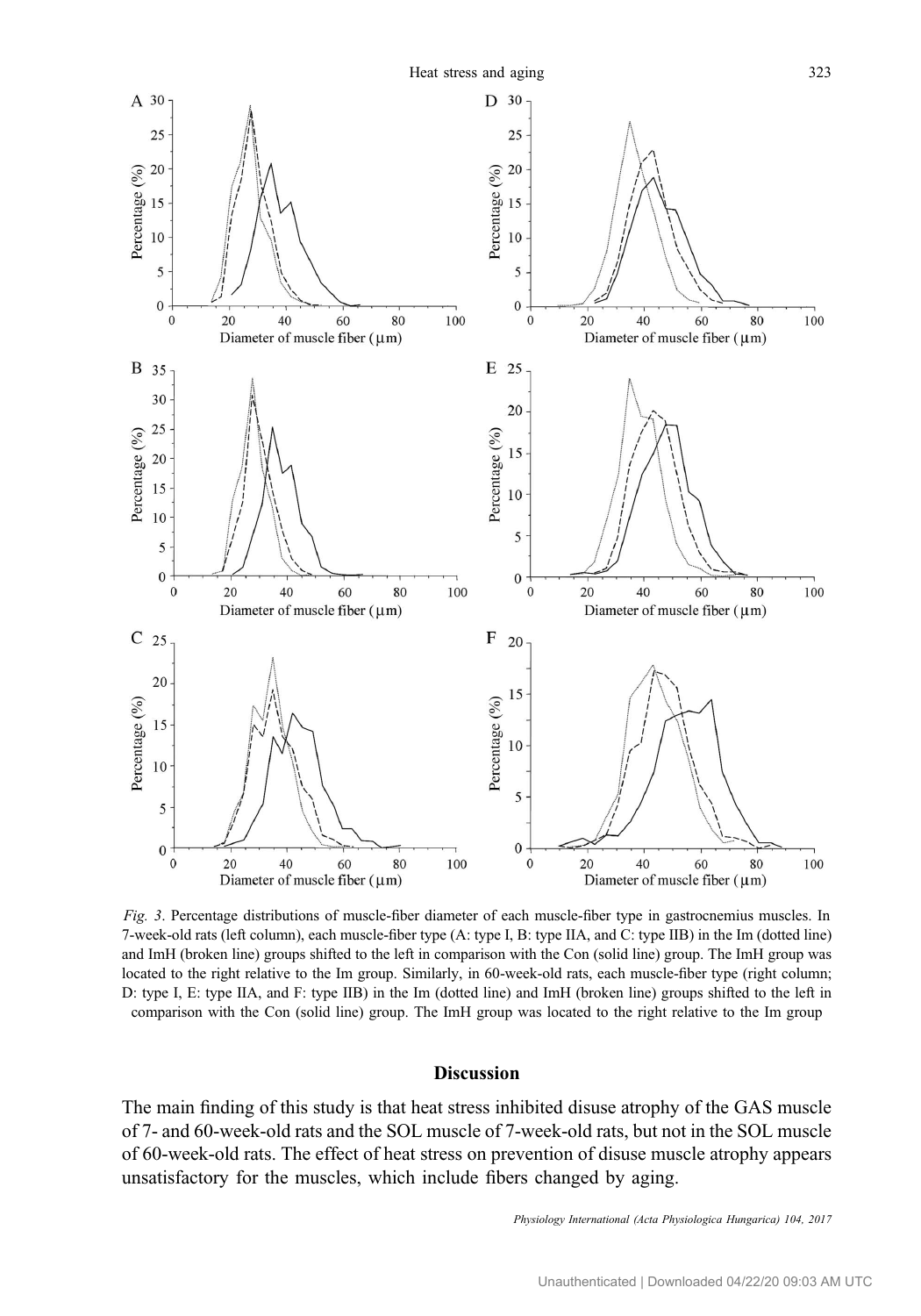*Fig. 3*. Percentage distributions of muscle-fiber diameter of each muscle-fiber type in gastrocnemius muscles. In 7-week-old rats (left column), each muscle-fiber type (A: type I, B: type IIA, and C: type IIB) in the Im (dotted line) and ImH (broken line) groups shifted to the left in comparison with the Con (solid line) group. The ImH group was located to the right relative to the Im group. Similarly, in 60-week-old rats, each muscle-fiber type (right column; D: type I, E: type IIA, and F: type IIB) in the Im (dotted line) and ImH (broken line) groups shifted to the left in comparison with the Con (solid line) group. The ImH group was located to the right relative to the Im group

## Discussion

The main finding of this study is that heat stress inhibited disuse atrophy of the GAS muscle of 7- and 60-week-old rats and the SOL muscle of 7-week-old rats, but not in the SOL muscle of 60-week-old rats. The effect of heat stress on prevention of disuse muscle atrophy appears unsatisfactory for the muscles, which include fibers changed by aging.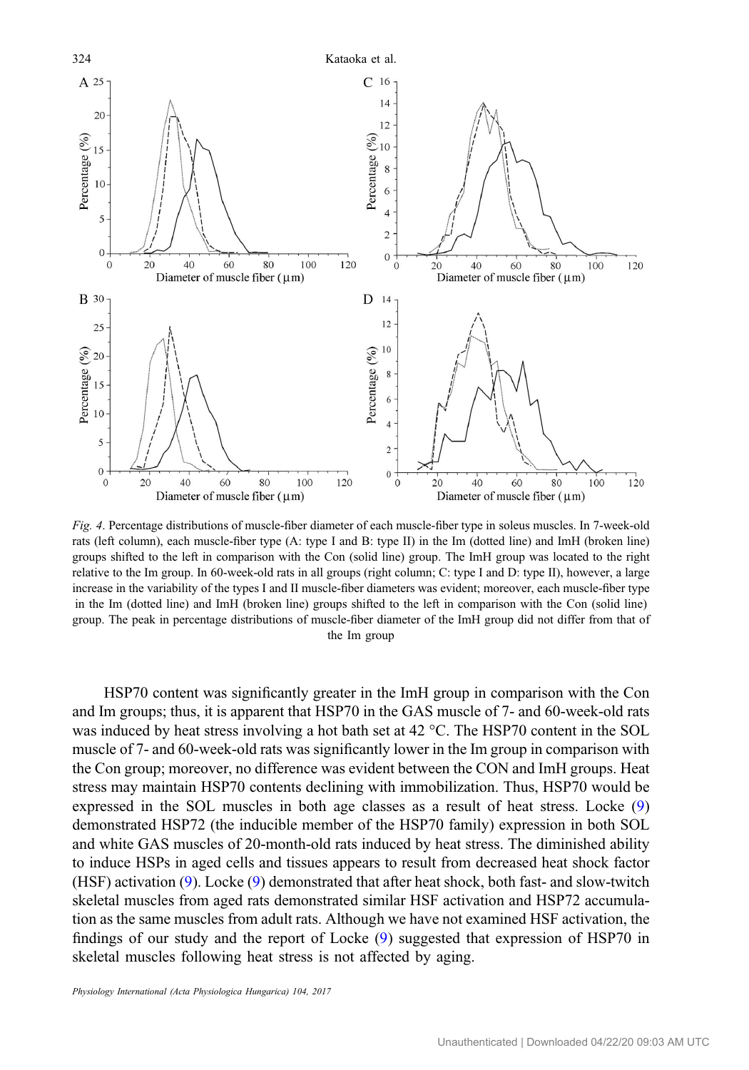*Fig. 4*. Percentage distributions of muscle-fiber diameter of each muscle-fiber type in soleus muscles. In 7-week-old rats (left column), each muscle-fiber type (A: type I and B: type II) in the Im (dotted line) and ImH (broken line) groups shifted to the left in comparison with the Con (solid line) group. The ImH group was located to the right relative to the Im group. In 60-week-old rats in all groups (right column; C: type I and D: type II), however, a large increase in the variability of the types I and II muscle-fiber diameters was evident; moreover, each muscle-fiber type in the Im (dotted line) and ImH (broken line) groups shifted to the left in comparison with the Con (solid line) group. The peak in percentage distributions of muscle-fiber diameter of the ImH group did not differ from that of the Im group

HSP70 content was significantly greater in the ImH group in comparison with the Con and Im groups; thus, it is apparent that HSP70 in the GAS muscle of 7- and 60-week-old rats was induced by heat stress involving a hot bath set at 42 °C. The HSP70 content in the SOL muscle of 7- and 60-week-old rats was significantly lower in the Im group in comparison with the Con group; moreover, no difference was evident between the CON and ImH groups. Heat stress may maintain HSP70 contents declining with immobilization. Thus, HSP70 would be expressed in the SOL muscles in both age classes as a result of heat stress. Locke (9) demonstrated HSP72 (the inducible member of the HSP70 family) expression in both SOL and white GAS muscles of 20-month-old rats induced by heat stress. The diminished ability to induce HSPs in aged cells and tissues appears to result from decreased heat shock factor (HSF) activation (9). Locke (9) demonstrated that after heat shock, both fast- and slow-twitch skeletal muscles from aged rats demonstrated similar HSF activation and HSP72 accumulation as the same muscles from adult rats. Although we have not examined HSF activation, the findings of our study and the report of Locke (9) suggested that expression of HSP70 in skeletal muscles following heat stress is not affected by aging.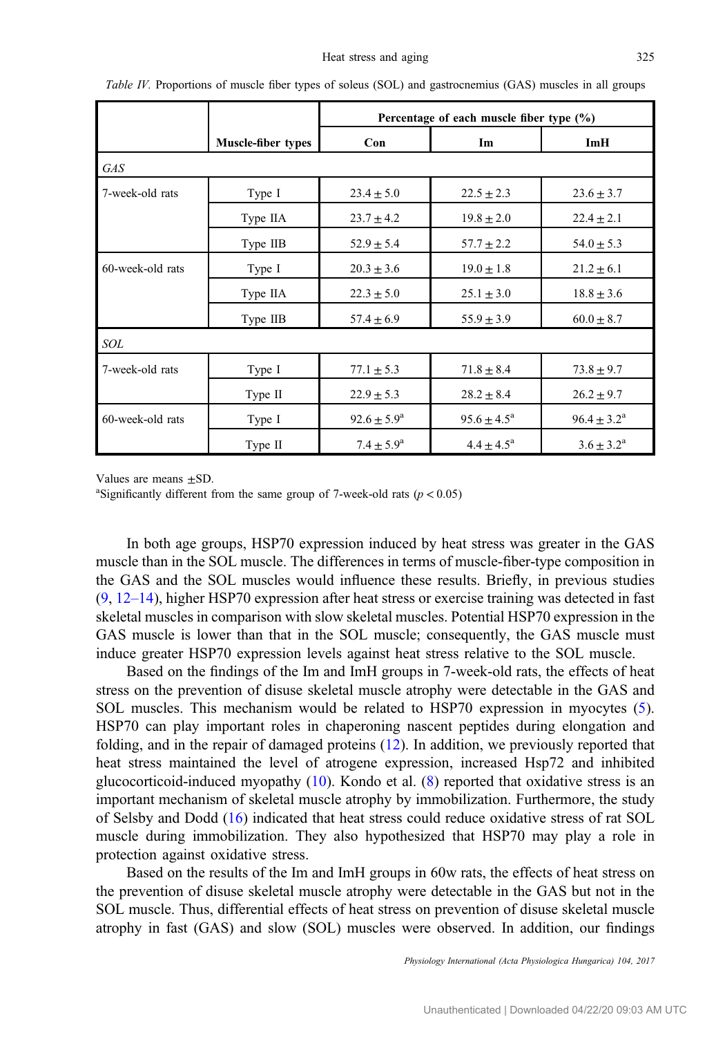*Table IV.* Proportions of muscle fiber types of soleus (SOL) and gastrocnemius (GAS) muscles in all groups

| | Muscle-fiber types | Percentage of each muscle fiber type (%) | | |
|---|---|---|---|---|
| | | Con | Im | ImH |
| *GAS* | | | | |
| 7-week-old rats | Type I | $23.4 \pm 5.0$ | $22.5 \pm 2.3$ | $23.6 \pm 3.7$ |
| | Type IIA | $23.7 \pm 4.2$ | $19.8 \pm 2.0$ | $22.4 \pm 2.1$ |
| | Type IIB | $52.9 \pm 5.4$ | $57.7 \pm 2.2$ | $54.0 \pm 5.3$ |
| 60-week-old rats | Type I | $20.3 \pm 3.6$ | $19.0 \pm 1.8$ | $21.2 \pm 6.1$ |
| | Type IIA | $22.3 \pm 5.0$ | $25.1 \pm 3.0$ | $18.8 \pm 3.6$ |
| | Type IIB | $57.4 \pm 6.9$ | $55.9 \pm 3.9$ | $60.0 \pm 8.7$ |
| *SOL* | | | | |
| 7-week-old rats | Type I | $77.1 \pm 5.3$ | $71.8 \pm 8.4$ | $73.8 \pm 9.7$ |
| | Type II | $22.9 \pm 5.3$ | $28.2 \pm 8.4$ | $26.2 \pm 9.7$ |
| 60-week-old rats | Type I | $92.6 \pm 5.9$[a] | $95.6 \pm 4.5$[a] | $96.4 \pm 3.2$[a] |
| | Type II | $7.4 \pm 5.9$[a] | $4.4 \pm 4.5$[a] | $3.6 \pm 3.2$[a] |

Values are means ±SD.
[a]Significantly different from the same group of 7-week-old rats ($p < 0.05$)

In both age groups, HSP70 expression induced by heat stress was greater in the GAS muscle than in the SOL muscle. The differences in terms of muscle-fiber-type composition in the GAS and the SOL muscles would influence these results. Briefly, in previous studies (9, 12–14), higher HSP70 expression after heat stress or exercise training was detected in fast skeletal muscles in comparison with slow skeletal muscles. Potential HSP70 expression in the GAS muscle is lower than that in the SOL muscle; consequently, the GAS muscle must induce greater HSP70 expression levels against heat stress relative to the SOL muscle.

Based on the findings of the Im and ImH groups in 7-week-old rats, the effects of heat stress on the prevention of disuse skeletal muscle atrophy were detectable in the GAS and SOL muscles. This mechanism would be related to HSP70 expression in myocytes (5). HSP70 can play important roles in chaperoning nascent peptides during elongation and folding, and in the repair of damaged proteins (12). In addition, we previously reported that heat stress maintained the level of atrogene expression, increased Hsp72 and inhibited glucocorticoid-induced myopathy (10). Kondo et al. (8) reported that oxidative stress is an important mechanism of skeletal muscle atrophy by immobilization. Furthermore, the study of Selsby and Dodd (16) indicated that heat stress could reduce oxidative stress of rat SOL muscle during immobilization. They also hypothesized that HSP70 may play a role in protection against oxidative stress.

Based on the results of the Im and ImH groups in 60w rats, the effects of heat stress on the prevention of disuse skeletal muscle atrophy were detectable in the GAS but not in the SOL muscle. Thus, differential effects of heat stress on prevention of disuse skeletal muscle atrophy in fast (GAS) and slow (SOL) muscles were observed. In addition, our findings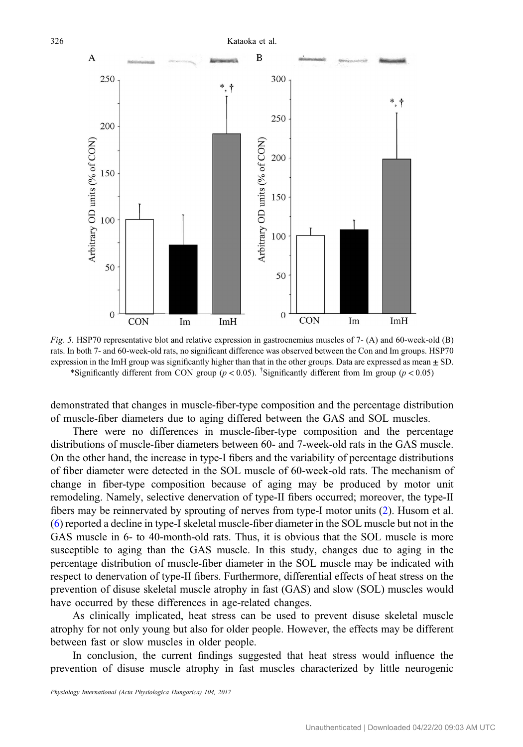*Fig. 5*. HSP70 representative blot and relative expression in gastrocnemius muscles of 7- (A) and 60-week-old (B) rats. In both 7- and 60-week-old rats, no significant difference was observed between the Con and Im groups. HSP70 expression in the ImH group was significantly higher than that in the other groups. Data are expressed as mean ± SD. *Significantly different from CON group ($p < 0.05$). †Significantly different from Im group ($p < 0.05$)

demonstrated that changes in muscle-fiber-type composition and the percentage distribution of muscle-fiber diameters due to aging differed between the GAS and SOL muscles.

There were no differences in muscle-fiber-type composition and the percentage distributions of muscle-fiber diameters between 60- and 7-week-old rats in the GAS muscle. On the other hand, the increase in type-I fibers and the variability of percentage distributions of fiber diameter were detected in the SOL muscle of 60-week-old rats. The mechanism of change in fiber-type composition because of aging may be produced by motor unit remodeling. Namely, selective denervation of type-II fibers occurred; moreover, the type-II fibers may be reinnervated by sprouting of nerves from type-I motor units (2). Husom et al. (6) reported a decline in type-I skeletal muscle-fiber diameter in the SOL muscle but not in the GAS muscle in 6- to 40-month-old rats. Thus, it is obvious that the SOL muscle is more susceptible to aging than the GAS muscle. In this study, changes due to aging in the percentage distribution of muscle-fiber diameter in the SOL muscle may be indicated with respect to denervation of type-II fibers. Furthermore, differential effects of heat stress on the prevention of disuse skeletal muscle atrophy in fast (GAS) and slow (SOL) muscles would have occurred by these differences in age-related changes.

As clinically implicated, heat stress can be used to prevent disuse skeletal muscle atrophy for not only young but also for older people. However, the effects may be different between fast or slow muscles in older people.

In conclusion, the current findings suggested that heat stress would influence the prevention of disuse muscle atrophy in fast muscles characterized by little neurogenic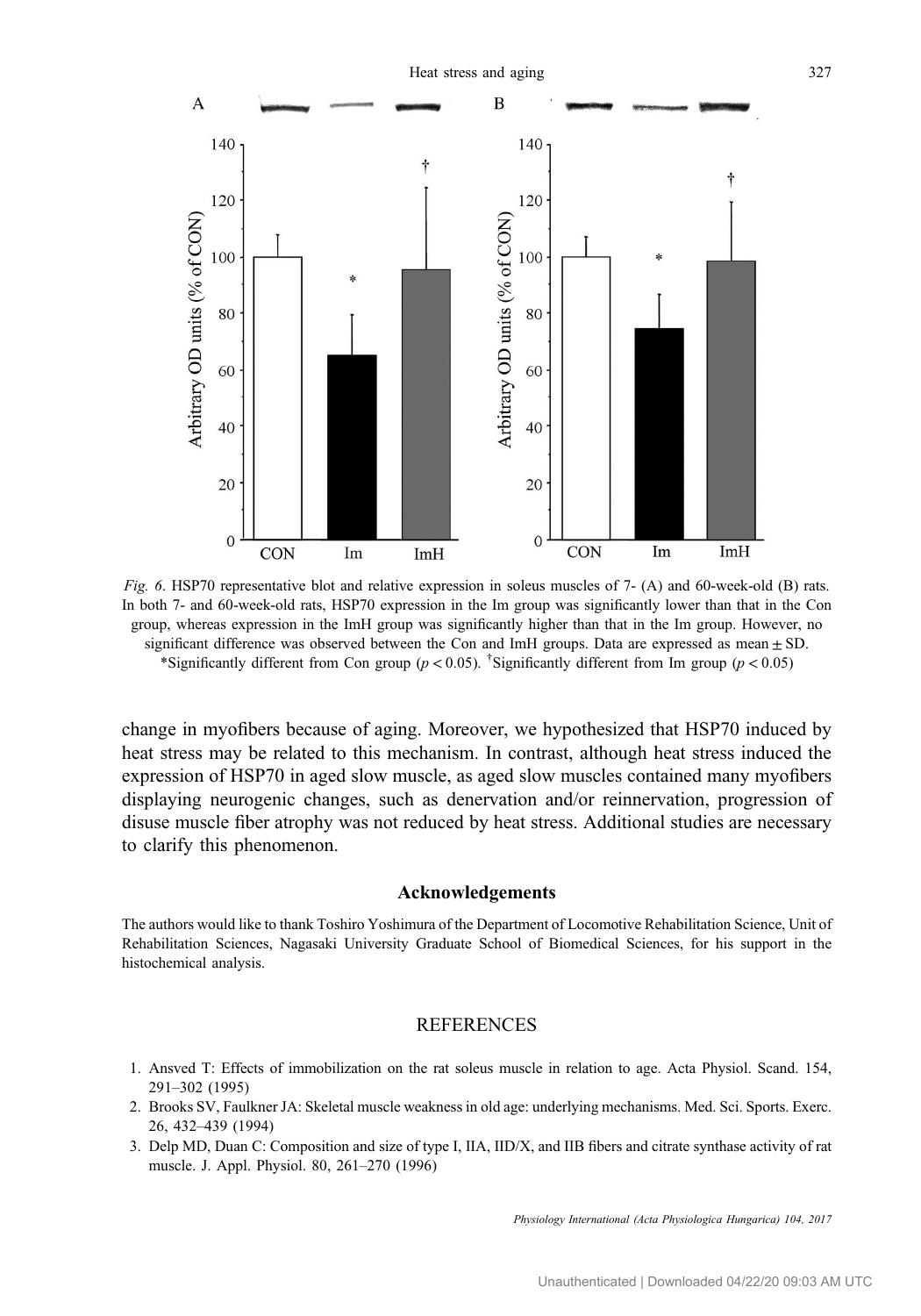*Fig. 6*. HSP70 representative blot and relative expression in soleus muscles of 7- (A) and 60-week-old (B) rats. In both 7- and 60-week-old rats, HSP70 expression in the Im group was significantly lower than that in the Con group, whereas expression in the ImH group was significantly higher than that in the Im group. However, no significant difference was observed between the Con and ImH groups. Data are expressed as mean ± SD. *Significantly different from Con group ($p < 0.05$). †Significantly different from Im group ($p < 0.05$)

change in myofibers because of aging. Moreover, we hypothesized that HSP70 induced by heat stress may be related to this mechanism. In contrast, although heat stress induced the expression of HSP70 in aged slow muscle, as aged slow muscles contained many myofibers displaying neurogenic changes, such as denervation and/or reinnervation, progression of disuse muscle fiber atrophy was not reduced by heat stress. Additional studies are necessary to clarify this phenomenon.

## Acknowledgements

The authors would like to thank Toshiro Yoshimura of the Department of Locomotive Rehabilitation Science, Unit of Rehabilitation Sciences, Nagasaki University Graduate School of Biomedical Sciences, for his support in the histochemical analysis.

## REFERENCES

1. Ansved T: Effects of immobilization on the rat soleus muscle in relation to age. Acta Physiol. Scand. 154, 291–302 (1995)
2. Brooks SV, Faulkner JA: Skeletal muscle weakness in old age: underlying mechanisms. Med. Sci. Sports. Exerc. 26, 432–439 (1994)
3. Delp MD, Duan C: Composition and size of type I, IIA, IID/X, and IIB fibers and citrate synthase activity of rat muscle. J. Appl. Physiol. 80, 261–270 (1996)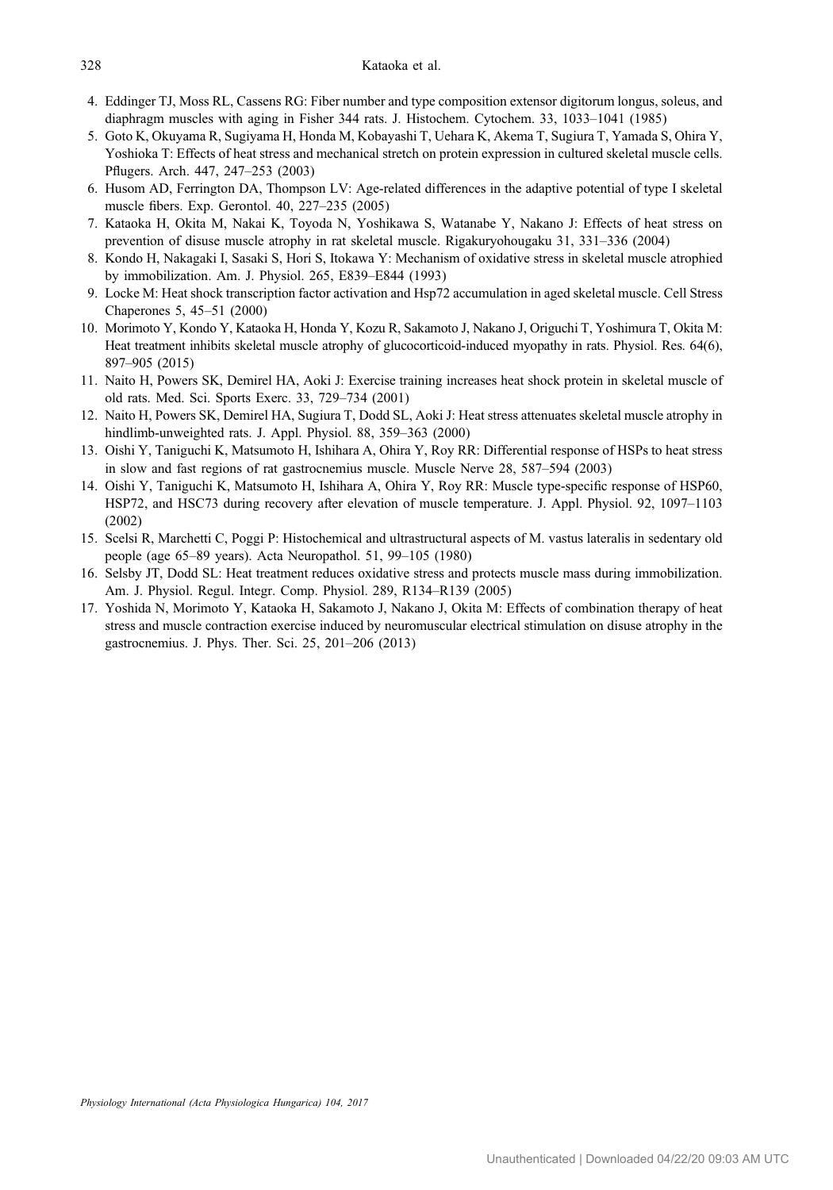4. Eddinger TJ, Moss RL, Cassens RG: Fiber number and type composition extensor digitorum longus, soleus, and diaphragm muscles with aging in Fisher 344 rats. J. Histochem. Cytochem. 33, 1033–1041 (1985)
5. Goto K, Okuyama R, Sugiyama H, Honda M, Kobayashi T, Uehara K, Akema T, Sugiura T, Yamada S, Ohira Y, Yoshioka T: Effects of heat stress and mechanical stretch on protein expression in cultured skeletal muscle cells. Pflugers. Arch. 447, 247–253 (2003)
6. Husom AD, Ferrington DA, Thompson LV: Age-related differences in the adaptive potential of type I skeletal muscle fibers. Exp. Gerontol. 40, 227–235 (2005)
7. Kataoka H, Okita M, Nakai K, Toyoda N, Yoshikawa S, Watanabe Y, Nakano J: Effects of heat stress on prevention of disuse muscle atrophy in rat skeletal muscle. Rigakuryohougaku 31, 331–336 (2004)
8. Kondo H, Nakagaki I, Sasaki S, Hori S, Itokawa Y: Mechanism of oxidative stress in skeletal muscle atrophied by immobilization. Am. J. Physiol. 265, E839–E844 (1993)
9. Locke M: Heat shock transcription factor activation and Hsp72 accumulation in aged skeletal muscle. Cell Stress Chaperones 5, 45–51 (2000)
10. Morimoto Y, Kondo Y, Kataoka H, Honda Y, Kozu R, Sakamoto J, Nakano J, Origuchi T, Yoshimura T, Okita M: Heat treatment inhibits skeletal muscle atrophy of glucocorticoid-induced myopathy in rats. Physiol. Res. 64(6), 897–905 (2015)
11. Naito H, Powers SK, Demirel HA, Aoki J: Exercise training increases heat shock protein in skeletal muscle of old rats. Med. Sci. Sports Exerc. 33, 729–734 (2001)
12. Naito H, Powers SK, Demirel HA, Sugiura T, Dodd SL, Aoki J: Heat stress attenuates skeletal muscle atrophy in hindlimb-unweighted rats. J. Appl. Physiol. 88, 359–363 (2000)
13. Oishi Y, Taniguchi K, Matsumoto H, Ishihara A, Ohira Y, Roy RR: Differential response of HSPs to heat stress in slow and fast regions of rat gastrocnemius muscle. Muscle Nerve 28, 587–594 (2003)
14. Oishi Y, Taniguchi K, Matsumoto H, Ishihara A, Ohira Y, Roy RR: Muscle type-specific response of HSP60, HSP72, and HSC73 during recovery after elevation of muscle temperature. J. Appl. Physiol. 92, 1097–1103 (2002)
15. Scelsi R, Marchetti C, Poggi P: Histochemical and ultrastructural aspects of M. vastus lateralis in sedentary old people (age 65–89 years). Acta Neuropathol. 51, 99–105 (1980)
16. Selsby JT, Dodd SL: Heat treatment reduces oxidative stress and protects muscle mass during immobilization. Am. J. Physiol. Regul. Integr. Comp. Physiol. 289, R134–R139 (2005)
17. Yoshida N, Morimoto Y, Kataoka H, Sakamoto J, Nakano J, Okita M: Effects of combination therapy of heat stress and muscle contraction exercise induced by neuromuscular electrical stimulation on disuse atrophy in the gastrocnemius. J. Phys. Ther. Sci. 25, 201–206 (2013)